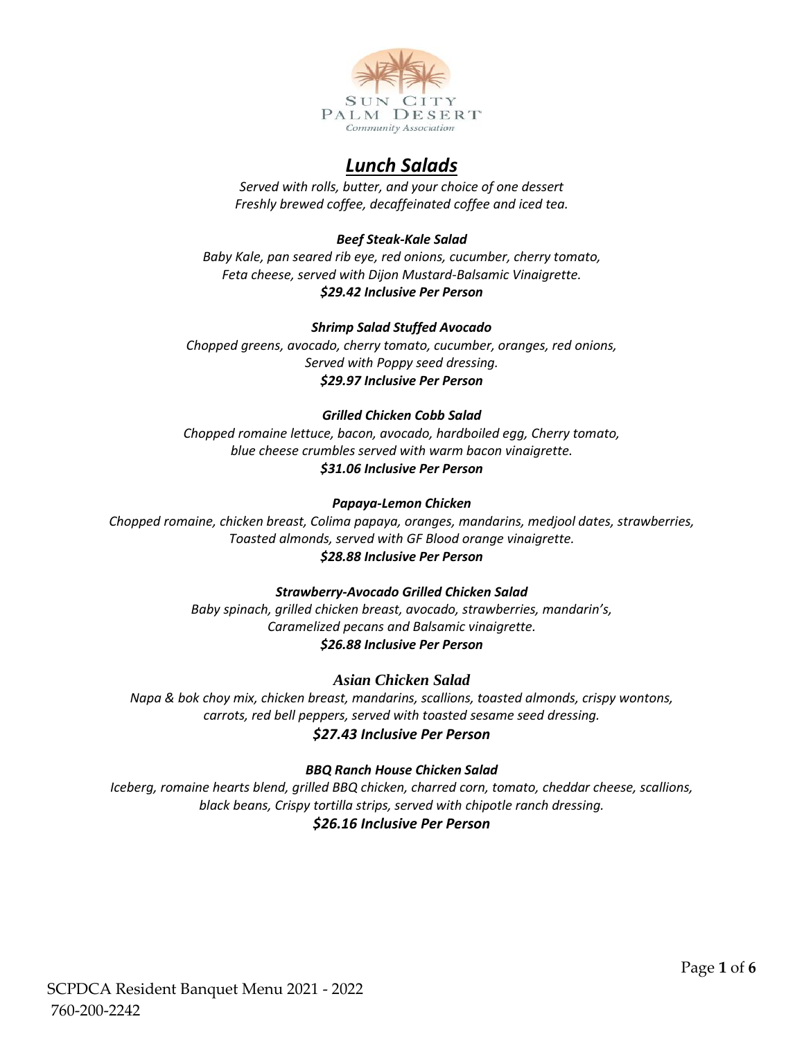SUN CITY PALM DESERT
Community Association

# *Lunch Salads*

*Served with rolls, butter, and your choice of one dessert*
*Freshly brewed coffee, decaffeinated coffee and iced tea.*

***Beef Steak-Kale Salad***
*Baby Kale, pan seared rib eye, red onions, cucumber, cherry tomato,*
*Feta cheese, served with Dijon Mustard-Balsamic Vinaigrette.*
***$29.42 Inclusive Per Person***

***Shrimp Salad Stuffed Avocado***
*Chopped greens, avocado, cherry tomato, cucumber, oranges, red onions,*
*Served with Poppy seed dressing.*
***$29.97 Inclusive Per Person***

***Grilled Chicken Cobb Salad***
*Chopped romaine lettuce, bacon, avocado, hardboiled egg, Cherry tomato,*
*blue cheese crumbles served with warm bacon vinaigrette.*
***$31.06 Inclusive Per Person***

***Papaya-Lemon Chicken***
*Chopped romaine, chicken breast, Colima papaya, oranges, mandarins, medjool dates, strawberries,*
*Toasted almonds, served with GF Blood orange vinaigrette.*
***$28.88 Inclusive Per Person***

***Strawberry-Avocado Grilled Chicken Salad***
*Baby spinach, grilled chicken breast, avocado, strawberries, mandarin's,*
*Caramelized pecans and Balsamic vinaigrette.*
***$26.88 Inclusive Per Person***

***Asian Chicken Salad***
*Napa & bok choy mix, chicken breast, mandarins, scallions, toasted almonds, crispy wontons,*
*carrots, red bell peppers, served with toasted sesame seed dressing.*
***$27.43 Inclusive Per Person***

***BBQ Ranch House Chicken Salad***
*Iceberg, romaine hearts blend, grilled BBQ chicken, charred corn, tomato, cheddar cheese, scallions,*
*black beans, Crispy tortilla strips, served with chipotle ranch dressing.*
***$26.16 Inclusive Per Person***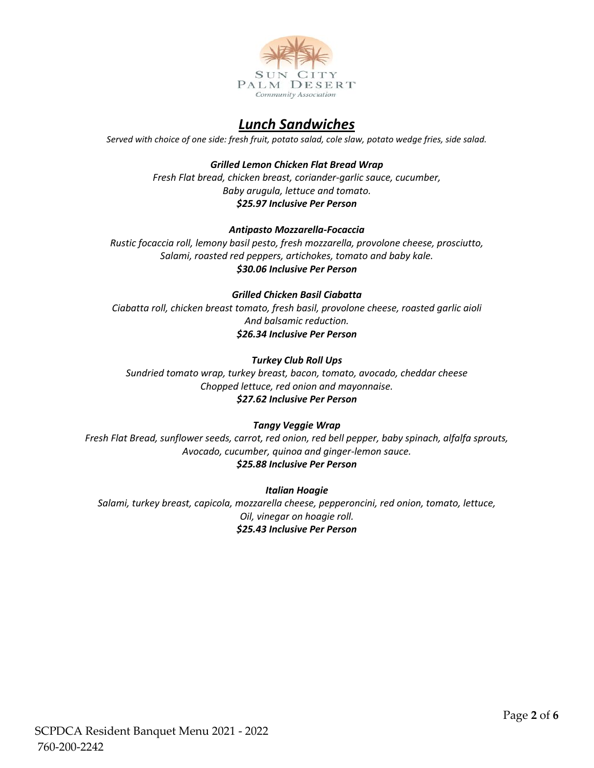## *Lunch Sandwiches*

*Served with choice of one side: fresh fruit, potato salad, cole slaw, potato wedge fries, side salad.*

***Grilled Lemon Chicken Flat Bread Wrap***

*Fresh Flat bread, chicken breast, coriander-garlic sauce, cucumber,*
*Baby arugula, lettuce and tomato.*

***$25.97 Inclusive Per Person***

***Antipasto Mozzarella-Focaccia***

*Rustic focaccia roll, lemony basil pesto, fresh mozzarella, provolone cheese, prosciutto,*
*Salami, roasted red peppers, artichokes, tomato and baby kale.*

***$30.06 Inclusive Per Person***

***Grilled Chicken Basil Ciabatta***

*Ciabatta roll, chicken breast tomato, fresh basil, provolone cheese, roasted garlic aioli*
*And balsamic reduction.*

***$26.34 Inclusive Per Person***

***Turkey Club Roll Ups***

*Sundried tomato wrap, turkey breast, bacon, tomato, avocado, cheddar cheese*
*Chopped lettuce, red onion and mayonnaise.*

***$27.62 Inclusive Per Person***

***Tangy Veggie Wrap***

*Fresh Flat Bread, sunflower seeds, carrot, red onion, red bell pepper, baby spinach, alfalfa sprouts,*
*Avocado, cucumber, quinoa and ginger-lemon sauce.*

***$25.88 Inclusive Per Person***

***Italian Hoagie***

*Salami, turkey breast, capicola, mozzarella cheese, pepperoncini, red onion, tomato, lettuce,*
*Oil, vinegar on hoagie roll.*

***$25.43 Inclusive Per Person***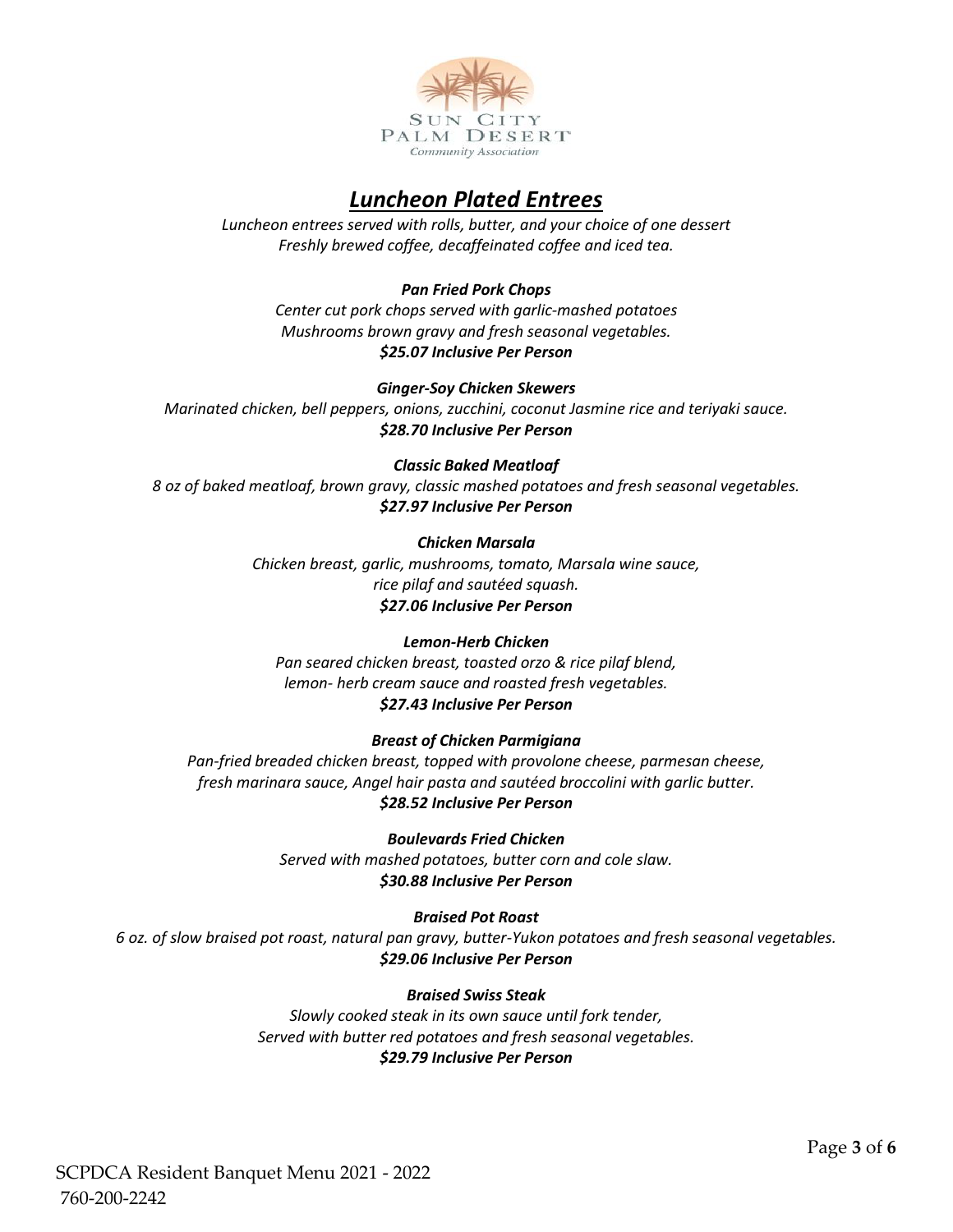Sun City Palm Desert Community Association

# *Luncheon Plated Entrees*

*Luncheon entrees served with rolls, butter, and your choice of one dessert*
*Freshly brewed coffee, decaffeinated coffee and iced tea.*

***Pan Fried Pork Chops***
*Center cut pork chops served with garlic-mashed potatoes*
*Mushrooms brown gravy and fresh seasonal vegetables.*
***$25.07 Inclusive Per Person***

***Ginger-Soy Chicken Skewers***
*Marinated chicken, bell peppers, onions, zucchini, coconut Jasmine rice and teriyaki sauce.*
***$28.70 Inclusive Per Person***

***Classic Baked Meatloaf***
*8 oz of baked meatloaf, brown gravy, classic mashed potatoes and fresh seasonal vegetables.*
***$27.97 Inclusive Per Person***

***Chicken Marsala***
*Chicken breast, garlic, mushrooms, tomato, Marsala wine sauce,*
*rice pilaf and sautéed squash.*
***$27.06 Inclusive Per Person***

***Lemon-Herb Chicken***
*Pan seared chicken breast, toasted orzo & rice pilaf blend,*
*lemon- herb cream sauce and roasted fresh vegetables.*
***$27.43 Inclusive Per Person***

***Breast of Chicken Parmigiana***
*Pan-fried breaded chicken breast, topped with provolone cheese, parmesan cheese,*
*fresh marinara sauce, Angel hair pasta and sautéed broccolini with garlic butter.*
***$28.52 Inclusive Per Person***

***Boulevards Fried Chicken***
*Served with mashed potatoes, butter corn and cole slaw.*
***$30.88 Inclusive Per Person***

***Braised Pot Roast***
*6 oz. of slow braised pot roast, natural pan gravy, butter-Yukon potatoes and fresh seasonal vegetables.*
***$29.06 Inclusive Per Person***

***Braised Swiss Steak***
*Slowly cooked steak in its own sauce until fork tender,*
*Served with butter red potatoes and fresh seasonal vegetables.*
***$29.79 Inclusive Per Person***

SCPDCA Resident Banquet Menu 2021 - 2022
760-200-2242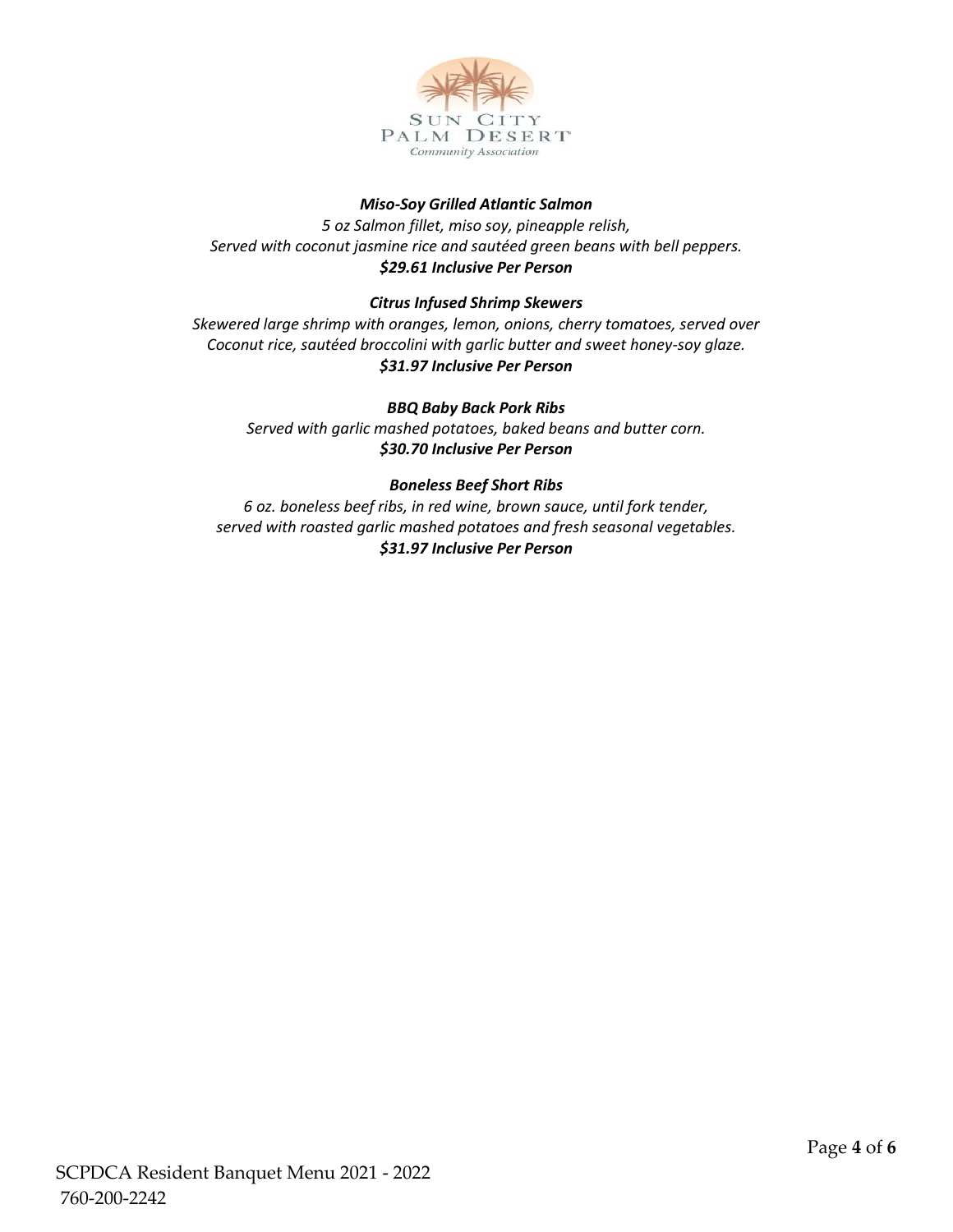***Miso-Soy Grilled Atlantic Salmon***

*5 oz Salmon fillet, miso soy, pineapple relish,*
*Served with coconut jasmine rice and sautéed green beans with bell peppers.*
***$29.61 Inclusive Per Person***

***Citrus Infused Shrimp Skewers***

*Skewered large shrimp with oranges, lemon, onions, cherry tomatoes, served over*
*Coconut rice, sautéed broccolini with garlic butter and sweet honey-soy glaze.*
***$31.97 Inclusive Per Person***

***BBQ Baby Back Pork Ribs***

*Served with garlic mashed potatoes, baked beans and butter corn.*
***$30.70 Inclusive Per Person***

***Boneless Beef Short Ribs***

*6 oz. boneless beef ribs, in red wine, brown sauce, until fork tender,*
*served with roasted garlic mashed potatoes and fresh seasonal vegetables.*
***$31.97 Inclusive Per Person***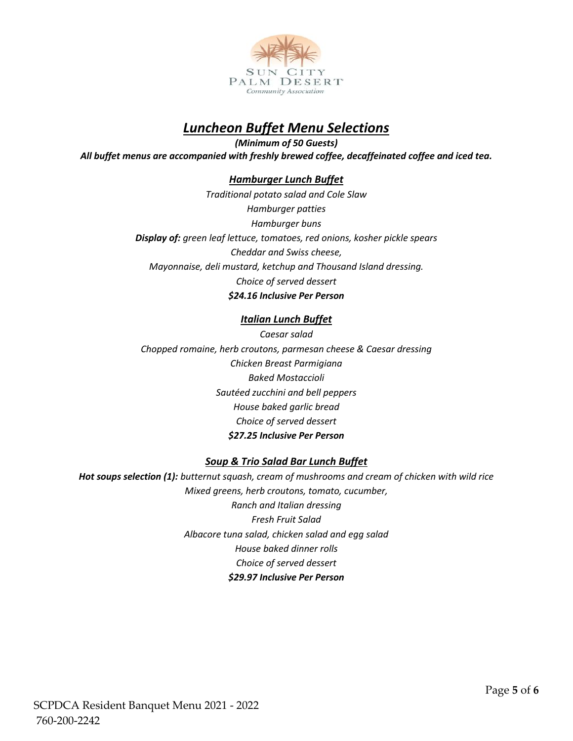# *Luncheon Buffet Menu Selections*

***(Minimum of 50 Guests)***

***All buffet menus are accompanied with freshly brewed coffee, decaffeinated coffee and iced tea.***

## *Hamburger Lunch Buffet*

*Traditional potato salad and Cole Slaw*

*Hamburger patties*

*Hamburger buns*

***Display of:*** *green leaf lettuce, tomatoes, red onions, kosher pickle spears*

*Cheddar and Swiss cheese,*

*Mayonnaise, deli mustard, ketchup and Thousand Island dressing.*

*Choice of served dessert*

***$24.16 Inclusive Per Person***

## *Italian Lunch Buffet*

*Caesar salad*

*Chopped romaine, herb croutons, parmesan cheese & Caesar dressing*

*Chicken Breast Parmigiana*

*Baked Mostaccioli*

*Sautéed zucchini and bell peppers*

*House baked garlic bread*

*Choice of served dessert*

***$27.25 Inclusive Per Person***

## *Soup & Trio Salad Bar Lunch Buffet*

***Hot soups selection (1):*** *butternut squash, cream of mushrooms and cream of chicken with wild rice*

*Mixed greens, herb croutons, tomato, cucumber,*

*Ranch and Italian dressing*

*Fresh Fruit Salad*

*Albacore tuna salad, chicken salad and egg salad*

*House baked dinner rolls*

*Choice of served dessert*

***$29.97 Inclusive Per Person***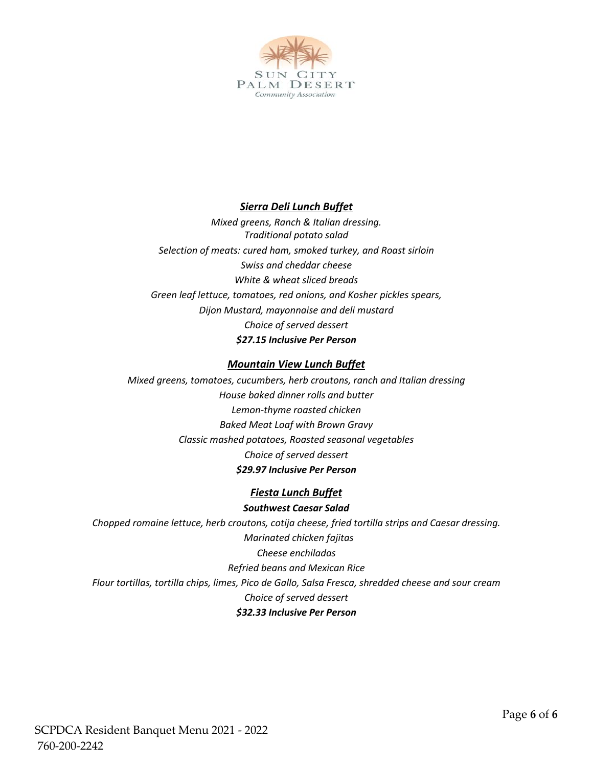SUN CITY
PALM DESERT
Community Association

***Sierra Deli Lunch Buffet***

*Mixed greens, Ranch & Italian dressing.*
*Traditional potato salad*
*Selection of meats: cured ham, smoked turkey, and Roast sirloin*
*Swiss and cheddar cheese*
*White & wheat sliced breads*
*Green leaf lettuce, tomatoes, red onions, and Kosher pickles spears,*
*Dijon Mustard, mayonnaise and deli mustard*
*Choice of served dessert*
***$27.15 Inclusive Per Person***

***Mountain View Lunch Buffet***

*Mixed greens, tomatoes, cucumbers, herb croutons, ranch and Italian dressing*
*House baked dinner rolls and butter*
*Lemon-thyme roasted chicken*
*Baked Meat Loaf with Brown Gravy*
*Classic mashed potatoes, Roasted seasonal vegetables*
*Choice of served dessert*
***$29.97 Inclusive Per Person***

***Fiesta Lunch Buffet***

***Southwest Caesar Salad***
*Chopped romaine lettuce, herb croutons, cotija cheese, fried tortilla strips and Caesar dressing.*
*Marinated chicken fajitas*
*Cheese enchiladas*
*Refried beans and Mexican Rice*
*Flour tortillas, tortilla chips, limes, Pico de Gallo, Salsa Fresca, shredded cheese and sour cream*
*Choice of served dessert*
***$32.33 Inclusive Per Person***

SCPDCA Resident Banquet Menu 2021 - 2022
760-200-2242